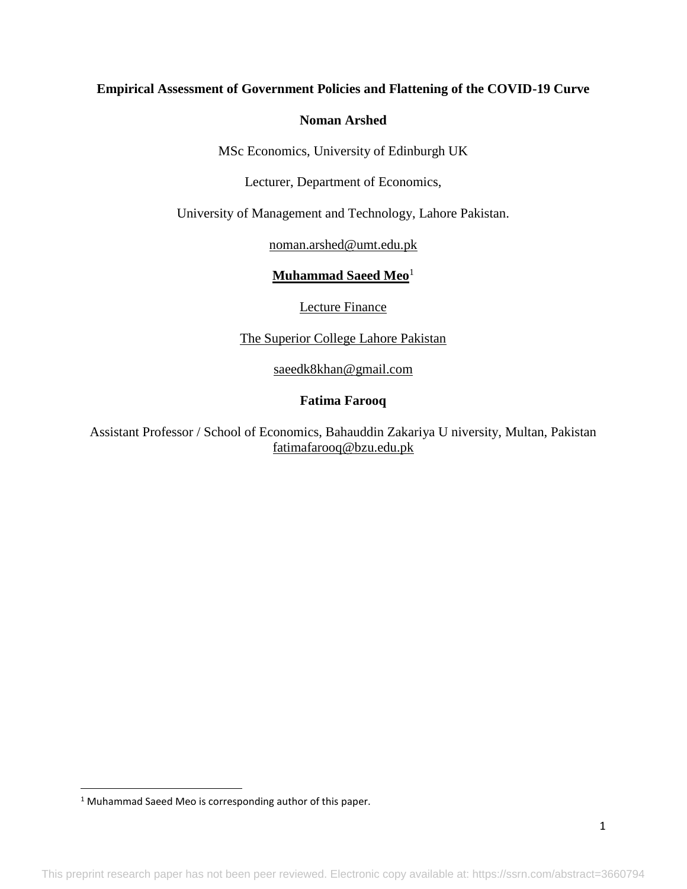**Empirical Assessment of Government Policies and Flattening of the COVID-19 Curve**

**Noman Arshed**

MSc Economics, University of Edinburgh UK

Lecturer, Department of Economics,

University of Management and Technology, Lahore Pakistan.

noman.arshed@umt.edu.pk

**Muhammad Saeed Meo**[1]

Lecture Finance

The Superior College Lahore Pakistan

saeedk8khan@gmail.com

**Fatima Farooq**

Assistant Professor / School of Economics, Bahauddin Zakariya U niversity, Multan, Pakistan
fatimafarooq@bzu.edu.pk

[1] Muhammad Saeed Meo is corresponding author of this paper.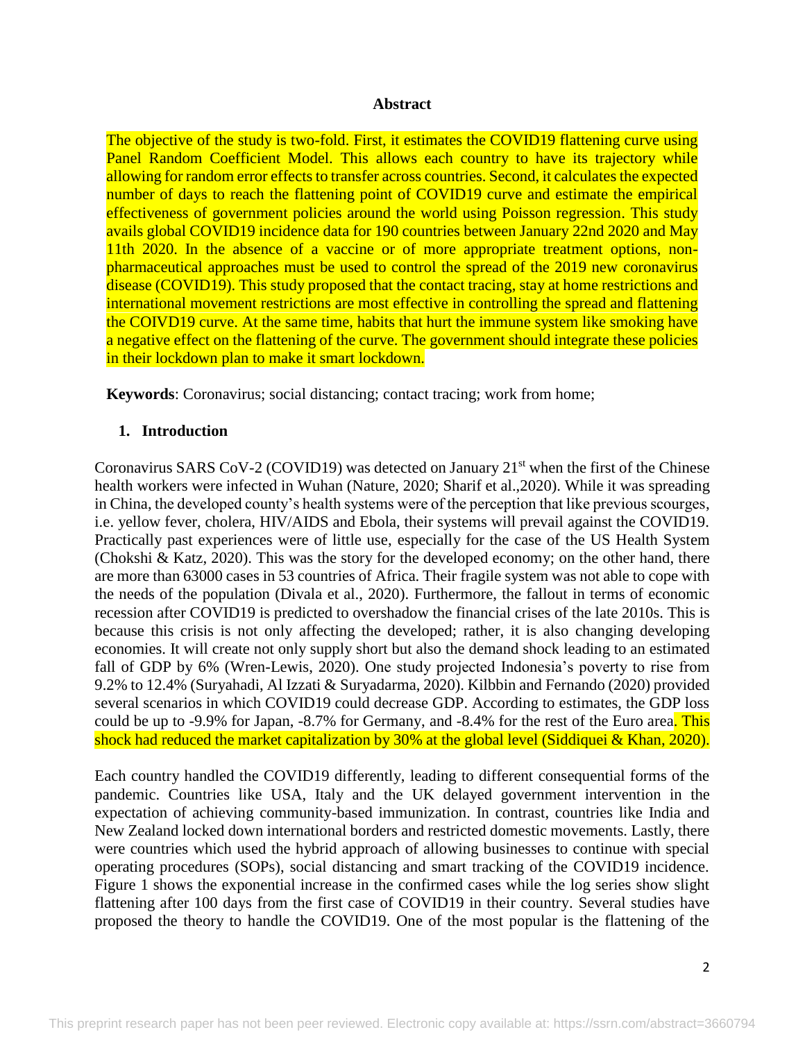## Abstract

The objective of the study is two-fold. First, it estimates the COVID19 flattening curve using Panel Random Coefficient Model. This allows each country to have its trajectory while allowing for random error effects to transfer across countries. Second, it calculates the expected number of days to reach the flattening point of COVID19 curve and estimate the empirical effectiveness of government policies around the world using Poisson regression. This study avails global COVID19 incidence data for 190 countries between January 22nd 2020 and May 11th 2020. In the absence of a vaccine or of more appropriate treatment options, non-pharmaceutical approaches must be used to control the spread of the 2019 new coronavirus disease (COVID19). This study proposed that the contact tracing, stay at home restrictions and international movement restrictions are most effective in controlling the spread and flattening the COIVD19 curve. At the same time, habits that hurt the immune system like smoking have a negative effect on the flattening of the curve. The government should integrate these policies in their lockdown plan to make it smart lockdown.

**Keywords**: Coronavirus; social distancing; contact tracing; work from home;

## 1. Introduction

Coronavirus SARS CoV-2 (COVID19) was detected on January 21st when the first of the Chinese health workers were infected in Wuhan (Nature, 2020; Sharif et al.,2020). While it was spreading in China, the developed county's health systems were of the perception that like previous scourges, i.e. yellow fever, cholera, HIV/AIDS and Ebola, their systems will prevail against the COVID19. Practically past experiences were of little use, especially for the case of the US Health System (Chokshi & Katz, 2020). This was the story for the developed economy; on the other hand, there are more than 63000 cases in 53 countries of Africa. Their fragile system was not able to cope with the needs of the population (Divala et al., 2020). Furthermore, the fallout in terms of economic recession after COVID19 is predicted to overshadow the financial crises of the late 2010s. This is because this crisis is not only affecting the developed; rather, it is also changing developing economies. It will create not only supply short but also the demand shock leading to an estimated fall of GDP by 6% (Wren-Lewis, 2020). One study projected Indonesia's poverty to rise from 9.2% to 12.4% (Suryahadi, Al Izzati & Suryadarma, 2020). Kilbbin and Fernando (2020) provided several scenarios in which COVID19 could decrease GDP. According to estimates, the GDP loss could be up to -9.9% for Japan, -8.7% for Germany, and -8.4% for the rest of the Euro area. This shock had reduced the market capitalization by 30% at the global level (Siddiquei & Khan, 2020).

Each country handled the COVID19 differently, leading to different consequential forms of the pandemic. Countries like USA, Italy and the UK delayed government intervention in the expectation of achieving community-based immunization. In contrast, countries like India and New Zealand locked down international borders and restricted domestic movements. Lastly, there were countries which used the hybrid approach of allowing businesses to continue with special operating procedures (SOPs), social distancing and smart tracking of the COVID19 incidence. Figure 1 shows the exponential increase in the confirmed cases while the log series show slight flattening after 100 days from the first case of COVID19 in their country. Several studies have proposed the theory to handle the COVID19. One of the most popular is the flattening of the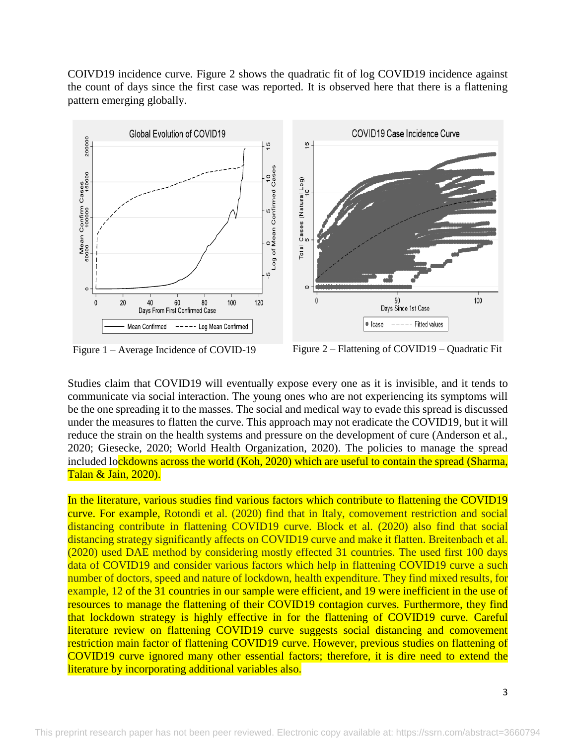COIVD19 incidence curve. Figure 2 shows the quadratic fit of log COVID19 incidence against the count of days since the first case was reported. It is observed here that there is a flattening pattern emerging globally.

Figure 1 – Average Incidence of COVID-19

Figure 2 – Flattening of COVID19 – Quadratic Fit

Studies claim that COVID19 will eventually expose every one as it is invisible, and it tends to communicate via social interaction. The young ones who are not experiencing its symptoms will be the one spreading it to the masses. The social and medical way to evade this spread is discussed under the measures to flatten the curve. This approach may not eradicate the COVID19, but it will reduce the strain on the health systems and pressure on the development of cure (Anderson et al., 2020; Giesecke, 2020; World Health Organization, 2020). The policies to manage the spread included lockdowns across the world (Koh, 2020) which are useful to contain the spread (Sharma, Talan & Jain, 2020).

In the literature, various studies find various factors which contribute to flattening the COVID19 curve. For example, Rotondi et al. (2020) find that in Italy, comovement restriction and social distancing contribute in flattening COVID19 curve. Block et al. (2020) also find that social distancing strategy significantly affects on COVID19 curve and make it flatten. Breitenbach et al. (2020) used DAE method by considering mostly effected 31 countries. The used first 100 days data of COVID19 and consider various factors which help in flattening COVID19 curve a such number of doctors, speed and nature of lockdown, health expenditure. They find mixed results, for example, 12 of the 31 countries in our sample were efficient, and 19 were inefficient in the use of resources to manage the flattening of their COVID19 contagion curves. Furthermore, they find that lockdown strategy is highly effective in for the flattening of COVID19 curve. Careful literature review on flattening COVID19 curve suggests social distancing and comovement restriction main factor of flattening COVID19 curve. However, previous studies on flattening of COVID19 curve ignored many other essential factors; therefore, it is dire need to extend the literature by incorporating additional variables also.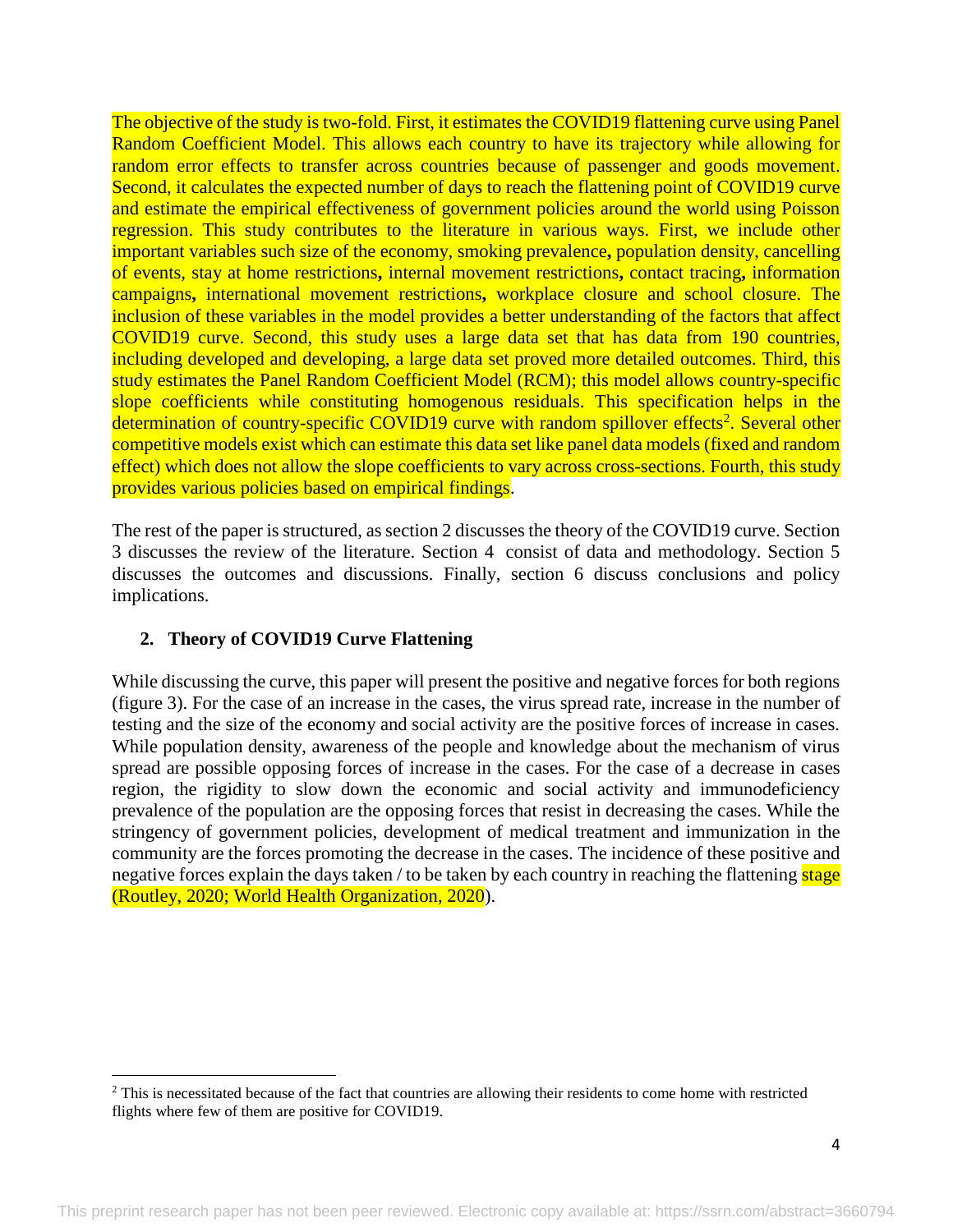The objective of the study is two-fold. First, it estimates the COVID19 flattening curve using Panel Random Coefficient Model. This allows each country to have its trajectory while allowing for random error effects to transfer across countries because of passenger and goods movement. Second, it calculates the expected number of days to reach the flattening point of COVID19 curve and estimate the empirical effectiveness of government policies around the world using Poisson regression. This study contributes to the literature in various ways. First, we include other important variables such size of the economy, smoking prevalence**,** population density, cancelling of events, stay at home restrictions**,** internal movement restrictions**,** contact tracing**,** information campaigns**,** international movement restrictions**,** workplace closure and school closure. The inclusion of these variables in the model provides a better understanding of the factors that affect COVID19 curve. Second, this study uses a large data set that has data from 190 countries, including developed and developing, a large data set proved more detailed outcomes. Third, this study estimates the Panel Random Coefficient Model (RCM); this model allows country-specific slope coefficients while constituting homogenous residuals. This specification helps in the determination of country-specific COVID19 curve with random spillover effects[2]. Several other competitive models exist which can estimate this data set like panel data models (fixed and random effect) which does not allow the slope coefficients to vary across cross-sections. Fourth, this study provides various policies based on empirical findings.

The rest of the paper is structured, as section 2 discusses the theory of the COVID19 curve. Section 3 discusses the review of the literature. Section 4 consist of data and methodology. Section 5 discusses the outcomes and discussions. Finally, section 6 discuss conclusions and policy implications.

## 2. Theory of COVID19 Curve Flattening

While discussing the curve, this paper will present the positive and negative forces for both regions (figure 3). For the case of an increase in the cases, the virus spread rate, increase in the number of testing and the size of the economy and social activity are the positive forces of increase in cases. While population density, awareness of the people and knowledge about the mechanism of virus spread are possible opposing forces of increase in the cases. For the case of a decrease in cases region, the rigidity to slow down the economic and social activity and immunodeficiency prevalence of the population are the opposing forces that resist in decreasing the cases. While the stringency of government policies, development of medical treatment and immunization in the community are the forces promoting the decrease in the cases. The incidence of these positive and negative forces explain the days taken / to be taken by each country in reaching the flattening stage (Routley, 2020; World Health Organization, 2020).

[2] This is necessitated because of the fact that countries are allowing their residents to come home with restricted flights where few of them are positive for COVID19.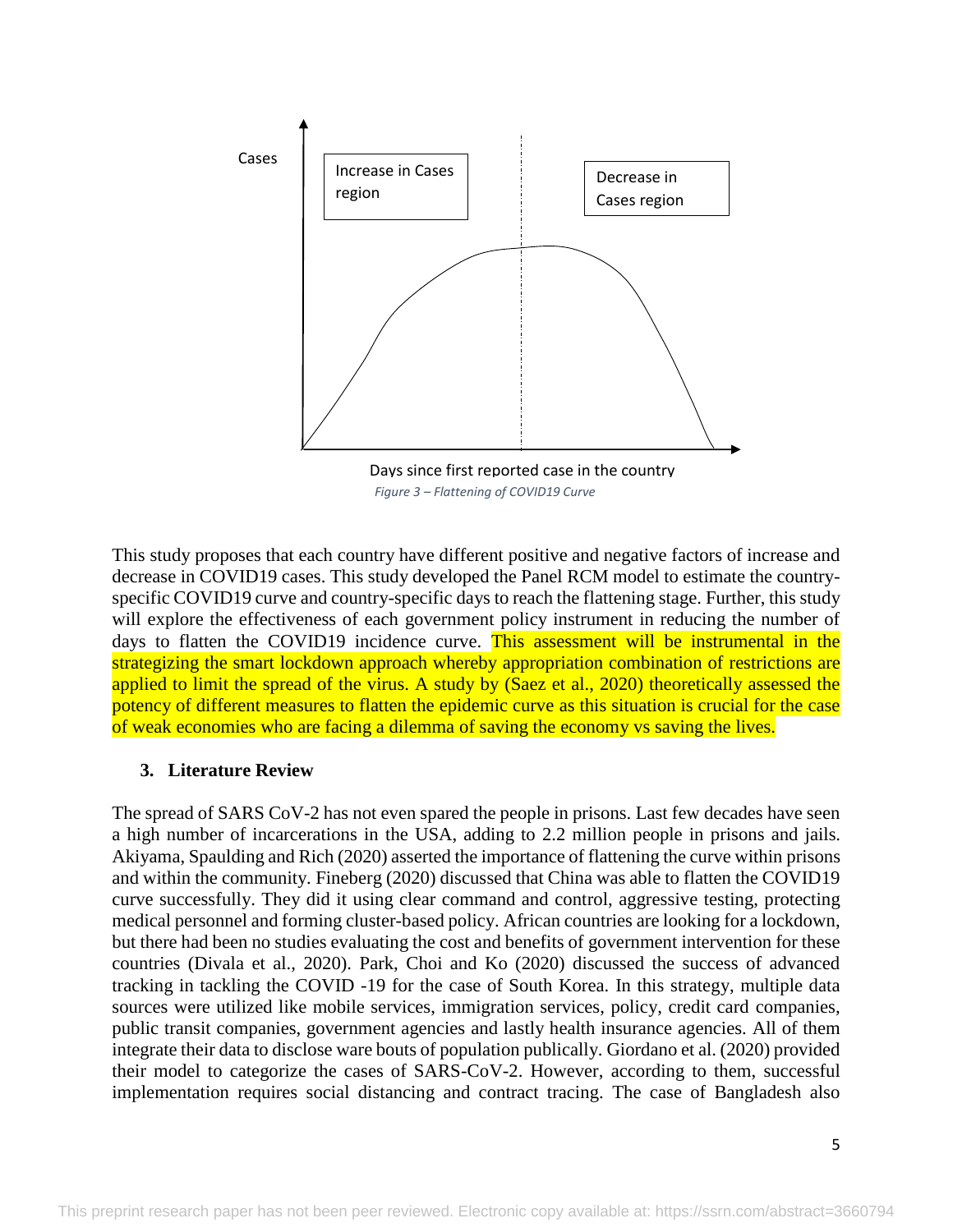Cases

Increase in Cases region

Decrease in Cases region

Days since first reported case in the country

*Figure 3 – Flattening of COVID19 Curve*

This study proposes that each country have different positive and negative factors of increase and decrease in COVID19 cases. This study developed the Panel RCM model to estimate the country-specific COVID19 curve and country-specific days to reach the flattening stage. Further, this study will explore the effectiveness of each government policy instrument in reducing the number of days to flatten the COVID19 incidence curve. This assessment will be instrumental in the strategizing the smart lockdown approach whereby appropriation combination of restrictions are applied to limit the spread of the virus. A study by (Saez et al., 2020) theoretically assessed the potency of different measures to flatten the epidemic curve as this situation is crucial for the case of weak economies who are facing a dilemma of saving the economy vs saving the lives.

## 3. Literature Review

The spread of SARS CoV-2 has not even spared the people in prisons. Last few decades have seen a high number of incarcerations in the USA, adding to 2.2 million people in prisons and jails. Akiyama, Spaulding and Rich (2020) asserted the importance of flattening the curve within prisons and within the community. Fineberg (2020) discussed that China was able to flatten the COVID19 curve successfully. They did it using clear command and control, aggressive testing, protecting medical personnel and forming cluster-based policy. African countries are looking for a lockdown, but there had been no studies evaluating the cost and benefits of government intervention for these countries (Divala et al., 2020). Park, Choi and Ko (2020) discussed the success of advanced tracking in tackling the COVID -19 for the case of South Korea. In this strategy, multiple data sources were utilized like mobile services, immigration services, policy, credit card companies, public transit companies, government agencies and lastly health insurance agencies. All of them integrate their data to disclose ware bouts of population publically. Giordano et al. (2020) provided their model to categorize the cases of SARS-CoV-2. However, according to them, successful implementation requires social distancing and contract tracing. The case of Bangladesh also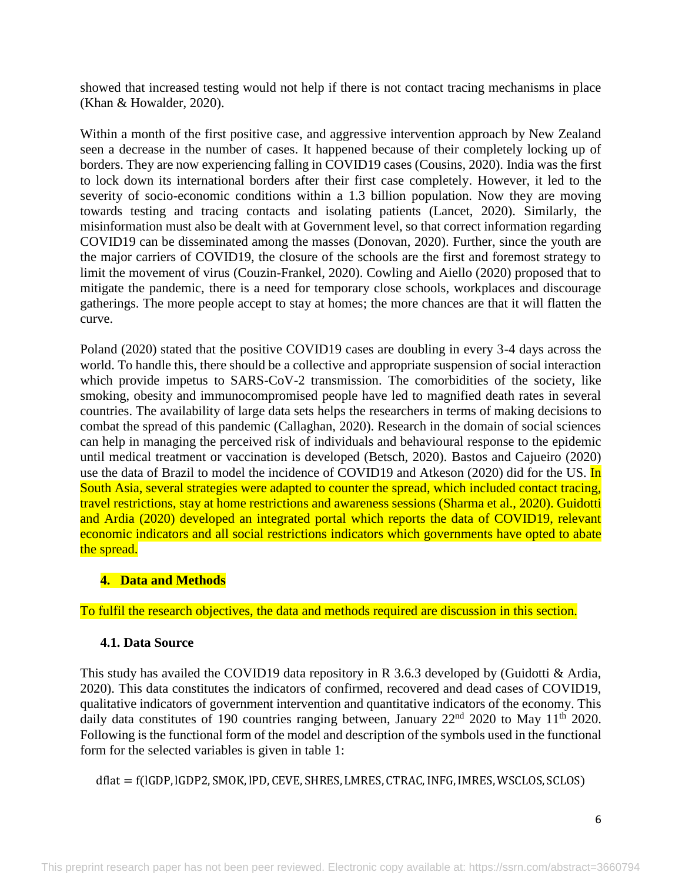showed that increased testing would not help if there is not contact tracing mechanisms in place (Khan & Howalder, 2020).

Within a month of the first positive case, and aggressive intervention approach by New Zealand seen a decrease in the number of cases. It happened because of their completely locking up of borders. They are now experiencing falling in COVID19 cases (Cousins, 2020). India was the first to lock down its international borders after their first case completely. However, it led to the severity of socio-economic conditions within a 1.3 billion population. Now they are moving towards testing and tracing contacts and isolating patients (Lancet, 2020). Similarly, the misinformation must also be dealt with at Government level, so that correct information regarding COVID19 can be disseminated among the masses (Donovan, 2020). Further, since the youth are the major carriers of COVID19, the closure of the schools are the first and foremost strategy to limit the movement of virus (Couzin-Frankel, 2020). Cowling and Aiello (2020) proposed that to mitigate the pandemic, there is a need for temporary close schools, workplaces and discourage gatherings. The more people accept to stay at homes; the more chances are that it will flatten the curve.

Poland (2020) stated that the positive COVID19 cases are doubling in every 3-4 days across the world. To handle this, there should be a collective and appropriate suspension of social interaction which provide impetus to SARS-CoV-2 transmission. The comorbidities of the society, like smoking, obesity and immunocompromised people have led to magnified death rates in several countries. The availability of large data sets helps the researchers in terms of making decisions to combat the spread of this pandemic (Callaghan, 2020). Research in the domain of social sciences can help in managing the perceived risk of individuals and behavioural response to the epidemic until medical treatment or vaccination is developed (Betsch, 2020). Bastos and Cajueiro (2020) use the data of Brazil to model the incidence of COVID19 and Atkeson (2020) did for the US. In South Asia, several strategies were adapted to counter the spread, which included contact tracing, travel restrictions, stay at home restrictions and awareness sessions (Sharma et al., 2020). Guidotti and Ardia (2020) developed an integrated portal which reports the data of COVID19, relevant economic indicators and all social restrictions indicators which governments have opted to abate the spread.

## 4. Data and Methods

To fulfil the research objectives, the data and methods required are discussion in this section.

### 4.1. Data Source

This study has availed the COVID19 data repository in R 3.6.3 developed by (Guidotti & Ardia, 2020). This data constitutes the indicators of confirmed, recovered and dead cases of COVID19, qualitative indicators of government intervention and quantitative indicators of the economy. This daily data constitutes of 190 countries ranging between, January 22nd 2020 to May 11th 2020. Following is the functional form of the model and description of the symbols used in the functional form for the selected variables is given in table 1:

$$\mathrm{dflat} = f(\mathrm{lGDP}, \mathrm{lGDP2}, \mathrm{SMOK}, \mathrm{lPD}, \mathrm{CEVE}, \mathrm{SHRES}, \mathrm{LMRES}, \mathrm{CTRAC}, \mathrm{INFG}, \mathrm{IMRES}, \mathrm{WSCLOS}, \mathrm{SCLOS})$$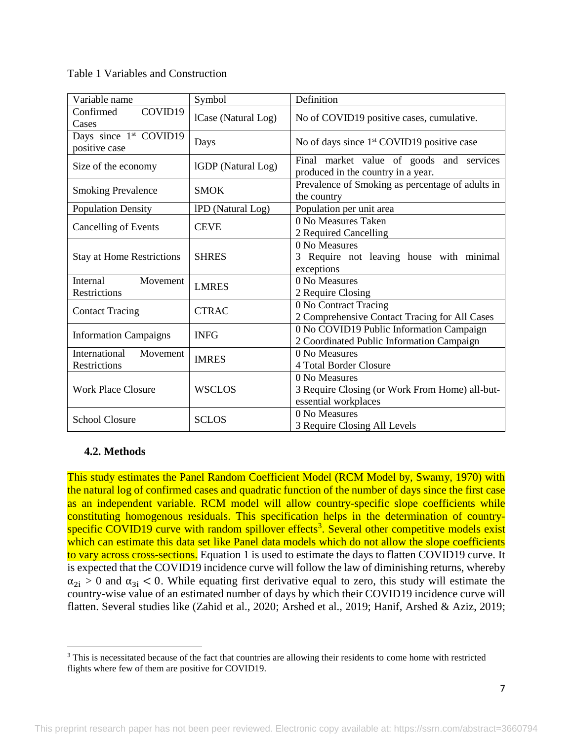Table 1 Variables and Construction

| Variable name | Symbol | Definition |
| --- | --- | --- |
| Confirmed COVID19 Cases | lCase (Natural Log) | No of COVID19 positive cases, cumulative. |
| Days since 1st COVID19 positive case | Days | No of days since 1st COVID19 positive case |
| Size of the economy | lGDP (Natural Log) | Final market value of goods and services produced in the country in a year. |
| Smoking Prevalence | SMOK | Prevalence of Smoking as percentage of adults in the country |
| Population Density | lPD (Natural Log) | Population per unit area |
| Cancelling of Events | CEVE | 0 No Measures Taken<br>2 Required Cancelling |
| Stay at Home Restrictions | SHRES | 0 No Measures<br>3 Require not leaving house with minimal exceptions |
| Internal Movement Restrictions | LMRES | 0 No Measures<br>2 Require Closing |
| Contact Tracing | CTRAC | 0 No Contract Tracing<br>2 Comprehensive Contact Tracing for All Cases |
| Information Campaigns | INFG | 0 No COVID19 Public Information Campaign<br>2 Coordinated Public Information Campaign |
| International Movement Restrictions | IMRES | 0 No Measures<br>4 Total Border Closure |
| Work Place Closure | WSCLOS | 0 No Measures<br>3 Require Closing (or Work From Home) all-but-essential workplaces |
| School Closure | SCLOS | 0 No Measures<br>3 Require Closing All Levels |

### 4.2. Methods

This study estimates the Panel Random Coefficient Model (RCM Model by, Swamy, 1970) with the natural log of confirmed cases and quadratic function of the number of days since the first case as an independent variable. RCM model will allow country-specific slope coefficients while constituting homogenous residuals. This specification helps in the determination of country-specific COVID19 curve with random spillover effects[3]. Several other competitive models exist which can estimate this data set like Panel data models which do not allow the slope coefficients to vary across cross-sections. Equation 1 is used to estimate the days to flatten COVID19 curve. It is expected that the COVID19 incidence curve will follow the law of diminishing returns, whereby $\alpha_{2i} > 0$ and $\alpha_{3i} < 0$. While equating first derivative equal to zero, this study will estimate the country-wise value of an estimated number of days by which their COVID19 incidence curve will flatten. Several studies like (Zahid et al., 2020; Arshed et al., 2019; Hanif, Arshed & Aziz, 2019;

[3] This is necessitated because of the fact that countries are allowing their residents to come home with restricted flights where few of them are positive for COVID19.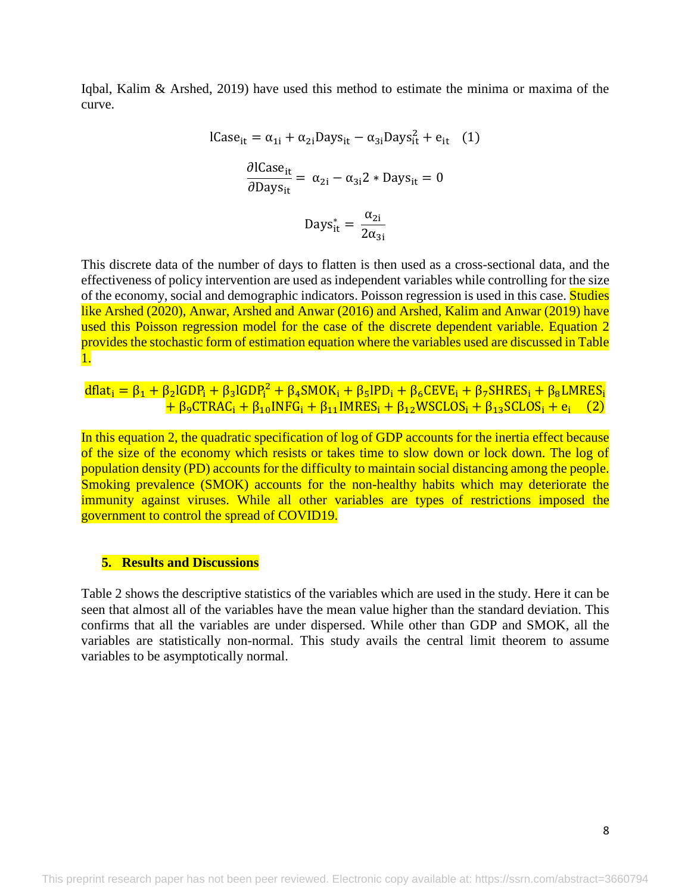Iqbal, Kalim & Arshed, 2019) have used this method to estimate the minima or maxima of the curve.

$$\mathrm{lCase}_{it} = \alpha_{1i} + \alpha_{2i}\mathrm{Days}_{it} - \alpha_{3i}\mathrm{Days}_{it}^{2} + e_{it} \quad (1)$$

$$\frac{\partial \mathrm{lCase}_{it}}{\partial \mathrm{Days}_{it}} = \alpha_{2i} - \alpha_{3i}2 * \mathrm{Days}_{it} = 0$$

$$\mathrm{Days}_{it}^{*} = \frac{\alpha_{2i}}{2\alpha_{3i}}$$

This discrete data of the number of days to flatten is then used as a cross-sectional data, and the effectiveness of policy intervention are used as independent variables while controlling for the size of the economy, social and demographic indicators. Poisson regression is used in this case. Studies like Arshed (2020), Anwar, Arshed and Anwar (2016) and Arshed, Kalim and Anwar (2019) have used this Poisson regression model for the case of the discrete dependent variable. Equation 2 provides the stochastic form of estimation equation where the variables used are discussed in Table 1.

$$\begin{aligned}\mathrm{dflat}_{i} = \beta_{1} + \beta_{2}\mathrm{lGDP}_{i} + \beta_{3}\mathrm{lGDP}_{i}^{2} + \beta_{4}\mathrm{SMOK}_{i} + \beta_{5}\mathrm{lPD}_{i} + \beta_{6}\mathrm{CEVE}_{i} + \beta_{7}\mathrm{SHRES}_{i} + \beta_{8}\mathrm{LMRES}_{i} \\ + \beta_{9}\mathrm{CTRAC}_{i} + \beta_{10}\mathrm{INFG}_{i} + \beta_{11}\mathrm{IMRES}_{i} + \beta_{12}\mathrm{WSCLOS}_{i} + \beta_{13}\mathrm{SCLOS}_{i} + e_{i} \quad (2)\end{aligned}$$

In this equation 2, the quadratic specification of log of GDP accounts for the inertia effect because of the size of the economy which resists or takes time to slow down or lock down. The log of population density (PD) accounts for the difficulty to maintain social distancing among the people. Smoking prevalence (SMOK) accounts for the non-healthy habits which may deteriorate the immunity against viruses. While all other variables are types of restrictions imposed the government to control the spread of COVID19.

## 5. Results and Discussions

Table 2 shows the descriptive statistics of the variables which are used in the study. Here it can be seen that almost all of the variables have the mean value higher than the standard deviation. This confirms that all the variables are under dispersed. While other than GDP and SMOK, all the variables are statistically non-normal. This study avails the central limit theorem to assume variables to be asymptotically normal.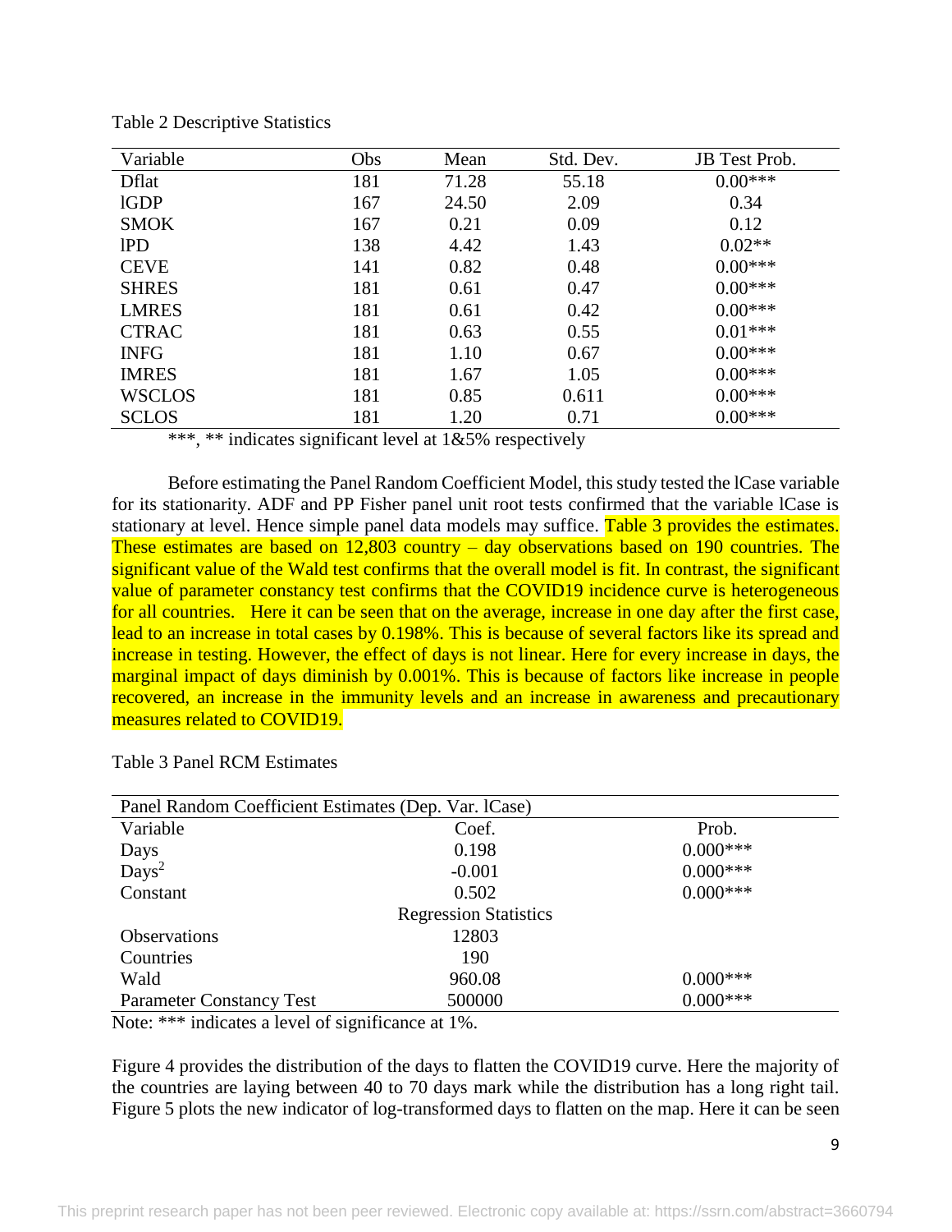Table 2 Descriptive Statistics

| Variable | Obs | Mean | Std. Dev. | JB Test Prob. |
|---|---|---|---|---|
| Dflat | 181 | 71.28 | 55.18 | 0.00*** |
| lGDP | 167 | 24.50 | 2.09 | 0.34 |
| SMOK | 167 | 0.21 | 0.09 | 0.12 |
| lPD | 138 | 4.42 | 1.43 | 0.02** |
| CEVE | 141 | 0.82 | 0.48 | 0.00*** |
| SHRES | 181 | 0.61 | 0.47 | 0.00*** |
| LMRES | 181 | 0.61 | 0.42 | 0.00*** |
| CTRAC | 181 | 0.63 | 0.55 | 0.01*** |
| INFG | 181 | 1.10 | 0.67 | 0.00*** |
| IMRES | 181 | 1.67 | 1.05 | 0.00*** |
| WSCLOS | 181 | 0.85 | 0.611 | 0.00*** |
| SCLOS | 181 | 1.20 | 0.71 | 0.00*** |

***, ** indicates significant level at 1&5% respectively

Before estimating the Panel Random Coefficient Model, this study tested the lCase variable for its stationarity. ADF and PP Fisher panel unit root tests confirmed that the variable lCase is stationary at level. Hence simple panel data models may suffice. Table 3 provides the estimates. These estimates are based on 12,803 country – day observations based on 190 countries. The significant value of the Wald test confirms that the overall model is fit. In contrast, the significant value of parameter constancy test confirms that the COVID19 incidence curve is heterogeneous for all countries. Here it can be seen that on the average, increase in one day after the first case, lead to an increase in total cases by 0.198%. This is because of several factors like its spread and increase in testing. However, the effect of days is not linear. Here for every increase in days, the marginal impact of days diminish by 0.001%. This is because of factors like increase in people recovered, an increase in the immunity levels and an increase in awareness and precautionary measures related to COVID19.

Table 3 Panel RCM Estimates

| Panel Random Coefficient Estimates (Dep. Var. lCase) | | |
|---|---|---|
| Variable | Coef. | Prob. |
| Days | 0.198 | 0.000*** |
| $Days^2$ | -0.001 | 0.000*** |
| Constant | 0.502 | 0.000*** |
| | Regression Statistics | |
| Observations | 12803 | |
| Countries | 190 | |
| Wald | 960.08 | 0.000*** |
| Parameter Constancy Test | 500000 | 0.000*** |

Note: *** indicates a level of significance at 1%.

Figure 4 provides the distribution of the days to flatten the COVID19 curve. Here the majority of the countries are laying between 40 to 70 days mark while the distribution has a long right tail. Figure 5 plots the new indicator of log-transformed days to flatten on the map. Here it can be seen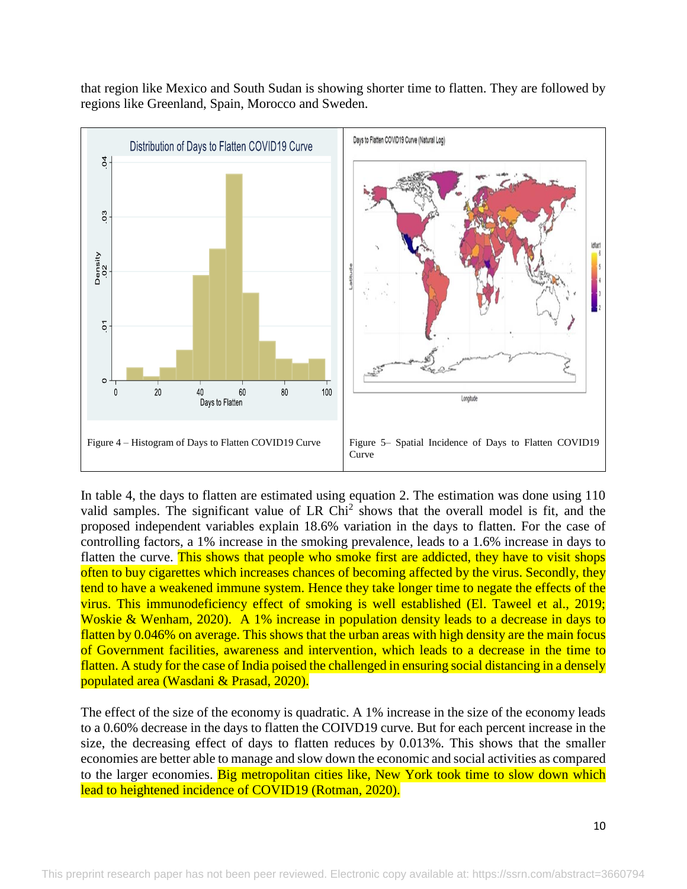that region like Mexico and South Sudan is showing shorter time to flatten. They are followed by regions like Greenland, Spain, Morocco and Sweden.

Figure 4 – Histogram of Days to Flatten COVID19 Curve

Figure 5– Spatial Incidence of Days to Flatten COVID19 Curve

In table 4, the days to flatten are estimated using equation 2. The estimation was done using 110 valid samples. The significant value of LR Chi$^2$ shows that the overall model is fit, and the proposed independent variables explain 18.6% variation in the days to flatten. For the case of controlling factors, a 1% increase in the smoking prevalence, leads to a 1.6% increase in days to flatten the curve. This shows that people who smoke first are addicted, they have to visit shops often to buy cigarettes which increases chances of becoming affected by the virus. Secondly, they tend to have a weakened immune system. Hence they take longer time to negate the effects of the virus. This immunodeficiency effect of smoking is well established (El. Taweel et al., 2019; Woskie & Wenham, 2020). A 1% increase in population density leads to a decrease in days to flatten by 0.046% on average. This shows that the urban areas with high density are the main focus of Government facilities, awareness and intervention, which leads to a decrease in the time to flatten. A study for the case of India poised the challenged in ensuring social distancing in a densely populated area (Wasdani & Prasad, 2020).

The effect of the size of the economy is quadratic. A 1% increase in the size of the economy leads to a 0.60% decrease in the days to flatten the COIVD19 curve. But for each percent increase in the size, the decreasing effect of days to flatten reduces by 0.013%. This shows that the smaller economies are better able to manage and slow down the economic and social activities as compared to the larger economies. Big metropolitan cities like, New York took time to slow down which lead to heightened incidence of COVID19 (Rotman, 2020).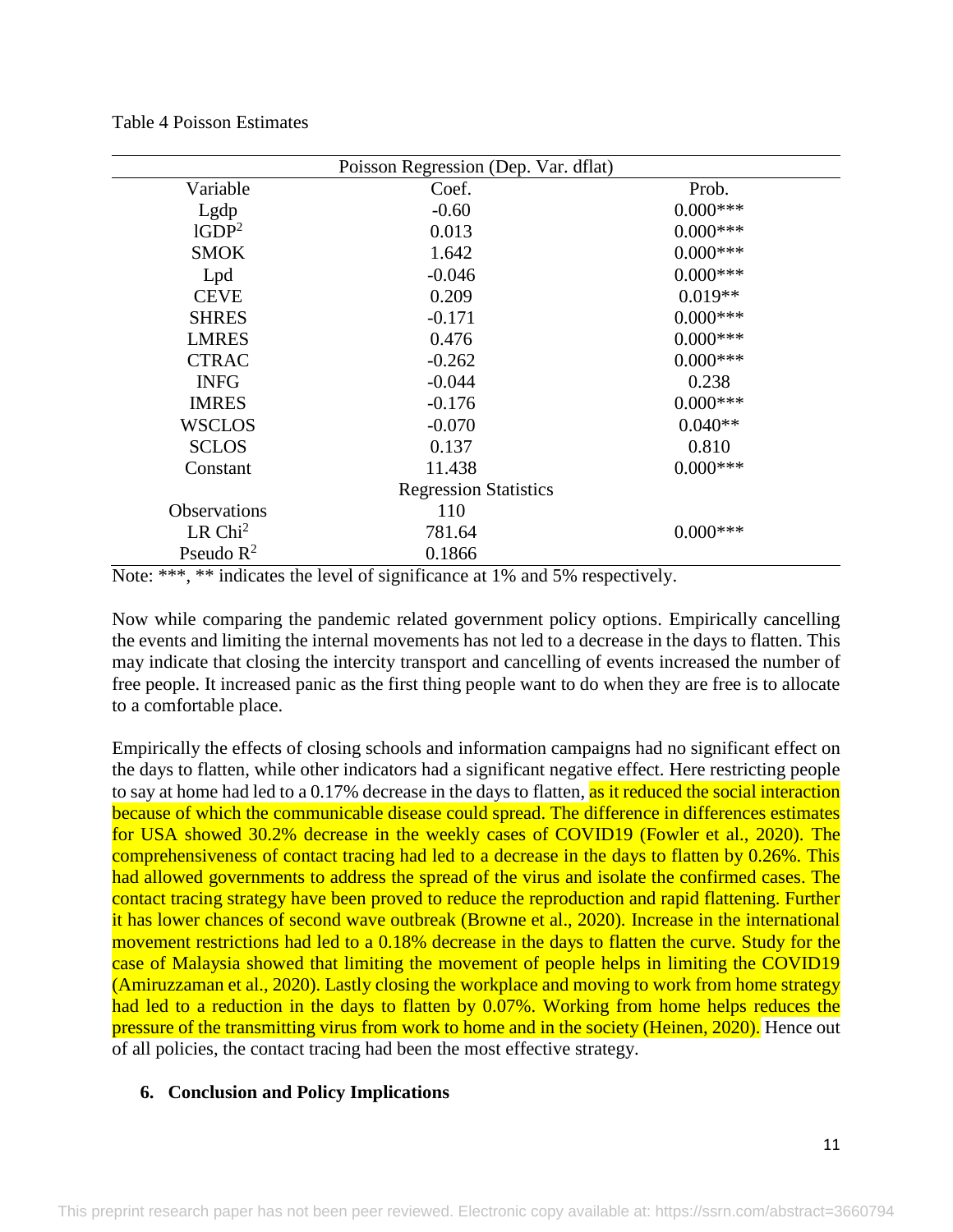Table 4 Poisson Estimates

| Poisson Regression (Dep. Var. dflat) | | |
|---|---|---|
| Variable | Coef. | Prob. |
| Lgdp | -0.60 | 0.000*** |
| lGDP$^2$ | 0.013 | 0.000*** |
| SMOK | 1.642 | 0.000*** |
| Lpd | -0.046 | 0.000*** |
| CEVE | 0.209 | 0.019** |
| SHRES | -0.171 | 0.000*** |
| LMRES | 0.476 | 0.000*** |
| CTRAC | -0.262 | 0.000*** |
| INFG | -0.044 | 0.238 |
| IMRES | -0.176 | 0.000*** |
| WSCLOS | -0.070 | 0.040** |
| SCLOS | 0.137 | 0.810 |
| Constant | 11.438 | 0.000*** |
| | Regression Statistics | |
| Observations | 110 | |
| LR Chi$^2$ | 781.64 | 0.000*** |
| Pseudo $R^2$ | 0.1866 | |

Note: ***, ** indicates the level of significance at 1% and 5% respectively.

Now while comparing the pandemic related government policy options. Empirically cancelling the events and limiting the internal movements has not led to a decrease in the days to flatten. This may indicate that closing the intercity transport and cancelling of events increased the number of free people. It increased panic as the first thing people want to do when they are free is to allocate to a comfortable place.

Empirically the effects of closing schools and information campaigns had no significant effect on the days to flatten, while other indicators had a significant negative effect. Here restricting people to say at home had led to a 0.17% decrease in the days to flatten, as it reduced the social interaction because of which the communicable disease could spread. The difference in differences estimates for USA showed 30.2% decrease in the weekly cases of COVID19 (Fowler et al., 2020). The comprehensiveness of contact tracing had led to a decrease in the days to flatten by 0.26%. This had allowed governments to address the spread of the virus and isolate the confirmed cases. The contact tracing strategy have been proved to reduce the reproduction and rapid flattening. Further it has lower chances of second wave outbreak (Browne et al., 2020). Increase in the international movement restrictions had led to a 0.18% decrease in the days to flatten the curve. Study for the case of Malaysia showed that limiting the movement of people helps in limiting the COVID19 (Amiruzzaman et al., 2020). Lastly closing the workplace and moving to work from home strategy had led to a reduction in the days to flatten by 0.07%. Working from home helps reduces the pressure of the transmitting virus from work to home and in the society (Heinen, 2020). Hence out of all policies, the contact tracing had been the most effective strategy.

## 6. Conclusion and Policy Implications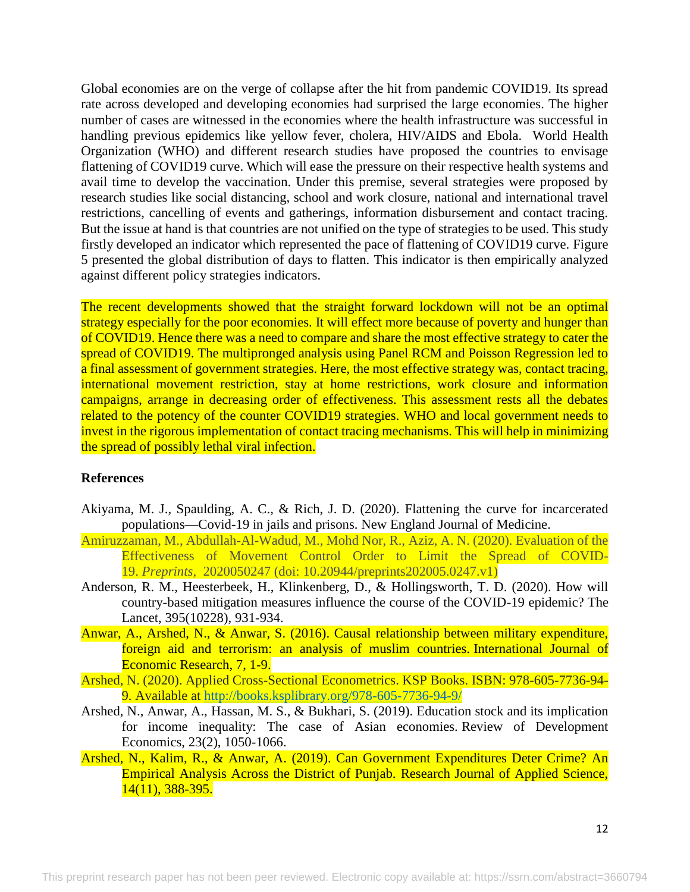Global economies are on the verge of collapse after the hit from pandemic COVID19. Its spread rate across developed and developing economies had surprised the large economies. The higher number of cases are witnessed in the economies where the health infrastructure was successful in handling previous epidemics like yellow fever, cholera, HIV/AIDS and Ebola. World Health Organization (WHO) and different research studies have proposed the countries to envisage flattening of COVID19 curve. Which will ease the pressure on their respective health systems and avail time to develop the vaccination. Under this premise, several strategies were proposed by research studies like social distancing, school and work closure, national and international travel restrictions, cancelling of events and gatherings, information disbursement and contact tracing. But the issue at hand is that countries are not unified on the type of strategies to be used. This study firstly developed an indicator which represented the pace of flattening of COVID19 curve. Figure 5 presented the global distribution of days to flatten. This indicator is then empirically analyzed against different policy strategies indicators.

The recent developments showed that the straight forward lockdown will not be an optimal strategy especially for the poor economies. It will effect more because of poverty and hunger than of COVID19. Hence there was a need to compare and share the most effective strategy to cater the spread of COVID19. The multipronged analysis using Panel RCM and Poisson Regression led to a final assessment of government strategies. Here, the most effective strategy was, contact tracing, international movement restriction, stay at home restrictions, work closure and information campaigns, arrange in decreasing order of effectiveness. This assessment rests all the debates related to the potency of the counter COVID19 strategies. WHO and local government needs to invest in the rigorous implementation of contact tracing mechanisms. This will help in minimizing the spread of possibly lethal viral infection.

**References**

Akiyama, M. J., Spaulding, A. C., & Rich, J. D. (2020). Flattening the curve for incarcerated populations—Covid-19 in jails and prisons. New England Journal of Medicine.

Amiruzzaman, M., Abdullah-Al-Wadud, M., Mohd Nor, R., Aziz, A. N. (2020). Evaluation of the Effectiveness of Movement Control Order to Limit the Spread of COVID-19. *Preprints,* 2020050247 (doi: 10.20944/preprints202005.0247.v1)

Anderson, R. M., Heesterbeek, H., Klinkenberg, D., & Hollingsworth, T. D. (2020). How will country-based mitigation measures influence the course of the COVID-19 epidemic? The Lancet, 395(10228), 931-934.

Anwar, A., Arshed, N., & Anwar, S. (2016). Causal relationship between military expenditure, foreign aid and terrorism: an analysis of muslim countries. International Journal of Economic Research, 7, 1-9.

Arshed, N. (2020). Applied Cross-Sectional Econometrics. KSP Books. ISBN: 978-605-7736-94-9. Available at http://books.ksplibrary.org/978-605-7736-94-9/

Arshed, N., Anwar, A., Hassan, M. S., & Bukhari, S. (2019). Education stock and its implication for income inequality: The case of Asian economies. Review of Development Economics, 23(2), 1050-1066.

Arshed, N., Kalim, R., & Anwar, A. (2019). Can Government Expenditures Deter Crime? An Empirical Analysis Across the District of Punjab. Research Journal of Applied Science, 14(11), 388-395.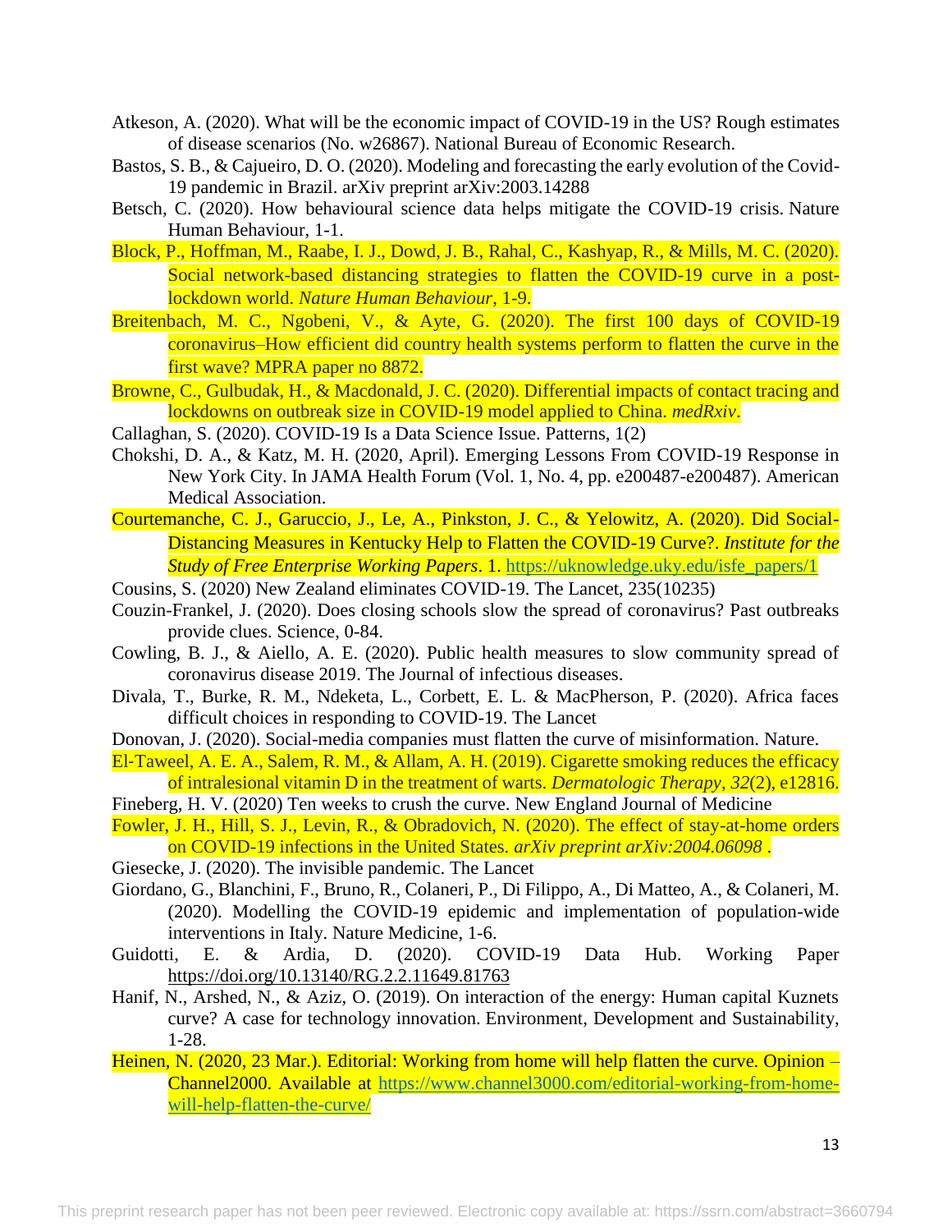Atkeson, A. (2020). What will be the economic impact of COVID-19 in the US? Rough estimates of disease scenarios (No. w26867). National Bureau of Economic Research.

Bastos, S. B., & Cajueiro, D. O. (2020). Modeling and forecasting the early evolution of the Covid-19 pandemic in Brazil. arXiv preprint arXiv:2003.14288

Betsch, C. (2020). How behavioural science data helps mitigate the COVID-19 crisis. Nature Human Behaviour, 1-1.

Block, P., Hoffman, M., Raabe, I. J., Dowd, J. B., Rahal, C., Kashyap, R., & Mills, M. C. (2020). Social network-based distancing strategies to flatten the COVID-19 curve in a post-lockdown world. *Nature Human Behaviour*, 1-9.

Breitenbach, M. C., Ngobeni, V., & Ayte, G. (2020). The first 100 days of COVID-19 coronavirus–How efficient did country health systems perform to flatten the curve in the first wave? MPRA paper no 8872.

Browne, C., Gulbudak, H., & Macdonald, J. C. (2020). Differential impacts of contact tracing and lockdowns on outbreak size in COVID-19 model applied to China. *medRxiv*.

Callaghan, S. (2020). COVID-19 Is a Data Science Issue. Patterns, 1(2)

Chokshi, D. A., & Katz, M. H. (2020, April). Emerging Lessons From COVID-19 Response in New York City. In JAMA Health Forum (Vol. 1, No. 4, pp. e200487-e200487). American Medical Association.

Courtemanche, C. J., Garuccio, J., Le, A., Pinkston, J. C., & Yelowitz, A. (2020). Did Social-Distancing Measures in Kentucky Help to Flatten the COVID-19 Curve?. *Institute for the Study of Free Enterprise Working Papers*. 1. https://uknowledge.uky.edu/isfe_papers/1

Cousins, S. (2020) New Zealand eliminates COVID-19. The Lancet, 235(10235)

Couzin-Frankel, J. (2020). Does closing schools slow the spread of coronavirus? Past outbreaks provide clues. Science, 0-84.

Cowling, B. J., & Aiello, A. E. (2020). Public health measures to slow community spread of coronavirus disease 2019. The Journal of infectious diseases.

Divala, T., Burke, R. M., Ndeketa, L., Corbett, E. L. & MacPherson, P. (2020). Africa faces difficult choices in responding to COVID-19. The Lancet

Donovan, J. (2020). Social-media companies must flatten the curve of misinformation. Nature.

El-Taweel, A. E. A., Salem, R. M., & Allam, A. H. (2019). Cigarette smoking reduces the efficacy of intralesional vitamin D in the treatment of warts. *Dermatologic Therapy*, *32*(2), e12816.

Fineberg, H. V. (2020) Ten weeks to crush the curve. New England Journal of Medicine

Fowler, J. H., Hill, S. J., Levin, R., & Obradovich, N. (2020). The effect of stay-at-home orders on COVID-19 infections in the United States. *arXiv preprint arXiv:2004.06098* .

Giesecke, J. (2020). The invisible pandemic. The Lancet

Giordano, G., Blanchini, F., Bruno, R., Colaneri, P., Di Filippo, A., Di Matteo, A., & Colaneri, M. (2020). Modelling the COVID-19 epidemic and implementation of population-wide interventions in Italy. Nature Medicine, 1-6.

Guidotti, E. & Ardia, D. (2020). COVID-19 Data Hub. Working Paper https://doi.org/10.13140/RG.2.2.11649.81763

Hanif, N., Arshed, N., & Aziz, O. (2019). On interaction of the energy: Human capital Kuznets curve? A case for technology innovation. Environment, Development and Sustainability, 1-28.

Heinen, N. (2020, 23 Mar.). Editorial: Working from home will help flatten the curve. Opinion – Channel2000. Available at https://www.channel3000.com/editorial-working-from-home-will-help-flatten-the-curve/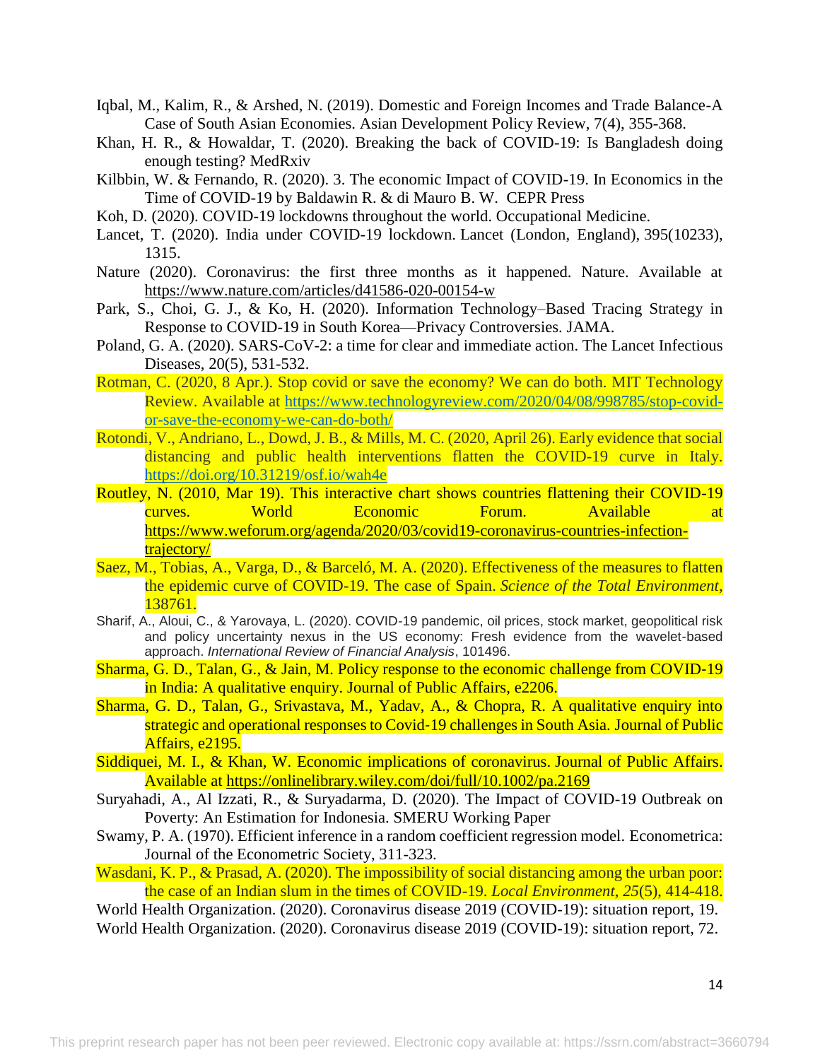Iqbal, M., Kalim, R., & Arshed, N. (2019). Domestic and Foreign Incomes and Trade Balance-A Case of South Asian Economies. Asian Development Policy Review, 7(4), 355-368.

Khan, H. R., & Howaldar, T. (2020). Breaking the back of COVID-19: Is Bangladesh doing enough testing? MedRxiv

Kilbbin, W. & Fernando, R. (2020). 3. The economic Impact of COVID-19. In Economics in the Time of COVID-19 by Baldawin R. & di Mauro B. W. CEPR Press

Koh, D. (2020). COVID-19 lockdowns throughout the world. Occupational Medicine.

Lancet, T. (2020). India under COVID-19 lockdown. Lancet (London, England), 395(10233), 1315.

Nature (2020). Coronavirus: the first three months as it happened. Nature. Available at https://www.nature.com/articles/d41586-020-00154-w

Park, S., Choi, G. J., & Ko, H. (2020). Information Technology–Based Tracing Strategy in Response to COVID-19 in South Korea—Privacy Controversies. JAMA.

Poland, G. A. (2020). SARS-CoV-2: a time for clear and immediate action. The Lancet Infectious Diseases, 20(5), 531-532.

Rotman, C. (2020, 8 Apr.). Stop covid or save the economy? We can do both. MIT Technology Review. Available at https://www.technologyreview.com/2020/04/08/998785/stop-covid-or-save-the-economy-we-can-do-both/

Rotondi, V., Andriano, L., Dowd, J. B., & Mills, M. C. (2020, April 26). Early evidence that social distancing and public health interventions flatten the COVID-19 curve in Italy. https://doi.org/10.31219/osf.io/wah4e

Routley, N. (2010, Mar 19). This interactive chart shows countries flattening their COVID-19 curves. World Economic Forum. Available at https://www.weforum.org/agenda/2020/03/covid19-coronavirus-countries-infection-trajectory/

Saez, M., Tobias, A., Varga, D., & Barceló, M. A. (2020). Effectiveness of the measures to flatten the epidemic curve of COVID-19. The case of Spain. *Science of the Total Environment*, 138761.

Sharif, A., Aloui, C., & Yarovaya, L. (2020). COVID-19 pandemic, oil prices, stock market, geopolitical risk and policy uncertainty nexus in the US economy: Fresh evidence from the wavelet-based approach. *International Review of Financial Analysis*, 101496.

Sharma, G. D., Talan, G., & Jain, M. Policy response to the economic challenge from COVID-19 in India: A qualitative enquiry. Journal of Public Affairs, e2206.

Sharma, G. D., Talan, G., Srivastava, M., Yadav, A., & Chopra, R. A qualitative enquiry into strategic and operational responses to Covid-19 challenges in South Asia. Journal of Public Affairs, e2195.

Siddiquei, M. I., & Khan, W. Economic implications of coronavirus. Journal of Public Affairs. Available at https://onlinelibrary.wiley.com/doi/full/10.1002/pa.2169

Suryahadi, A., Al Izzati, R., & Suryadarma, D. (2020). The Impact of COVID-19 Outbreak on Poverty: An Estimation for Indonesia. SMERU Working Paper

Swamy, P. A. (1970). Efficient inference in a random coefficient regression model. Econometrica: Journal of the Econometric Society, 311-323.

Wasdani, K. P., & Prasad, A. (2020). The impossibility of social distancing among the urban poor: the case of an Indian slum in the times of COVID-19. *Local Environment*, *25*(5), 414-418.

World Health Organization. (2020). Coronavirus disease 2019 (COVID-19): situation report, 19.

World Health Organization. (2020). Coronavirus disease 2019 (COVID-19): situation report, 72.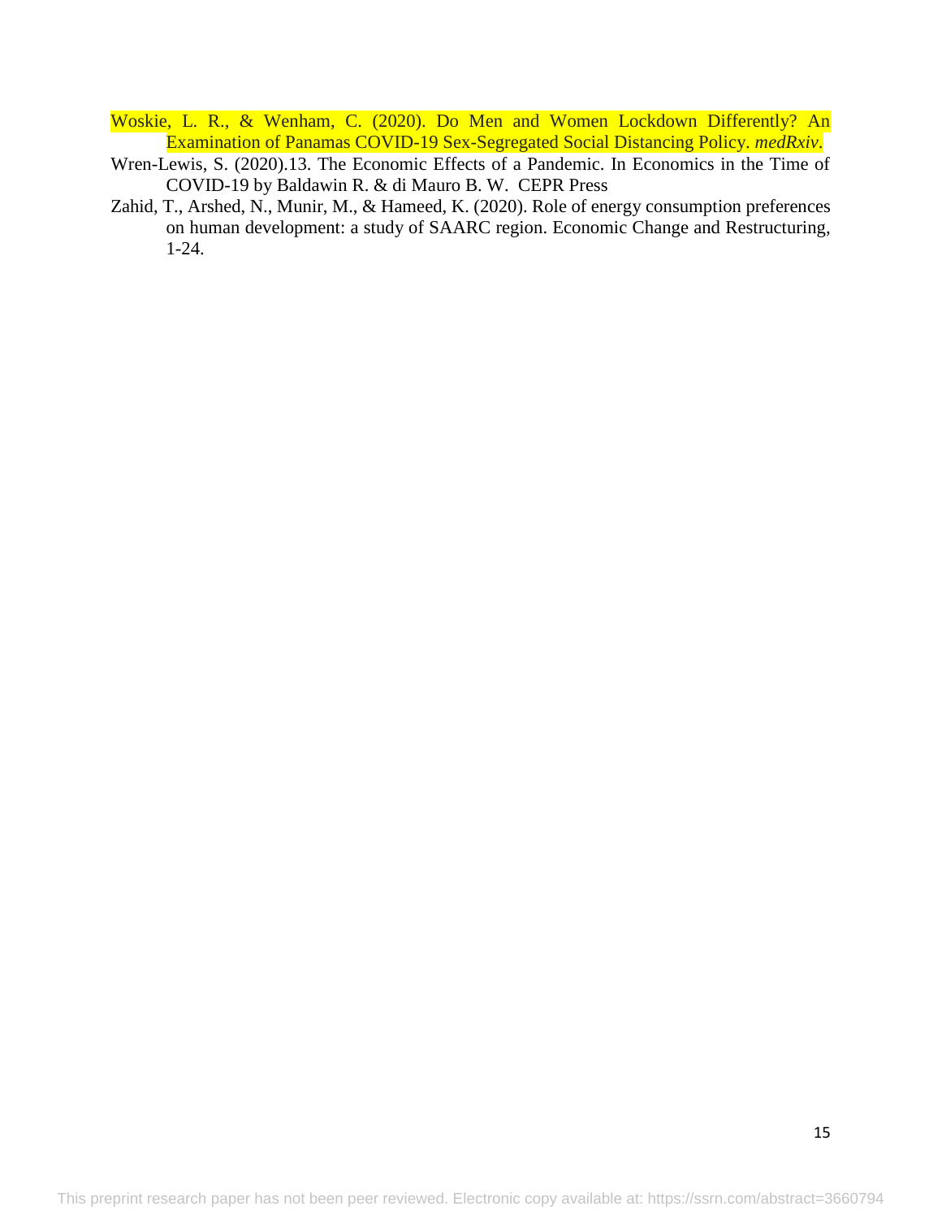Woskie, L. R., & Wenham, C. (2020). Do Men and Women Lockdown Differently? An Examination of Panamas COVID-19 Sex-Segregated Social Distancing Policy. *medRxiv*.

Wren-Lewis, S. (2020).13. The Economic Effects of a Pandemic. In Economics in the Time of COVID-19 by Baldawin R. & di Mauro B. W. CEPR Press

Zahid, T., Arshed, N., Munir, M., & Hameed, K. (2020). Role of energy consumption preferences on human development: a study of SAARC region. Economic Change and Restructuring, 1-24.